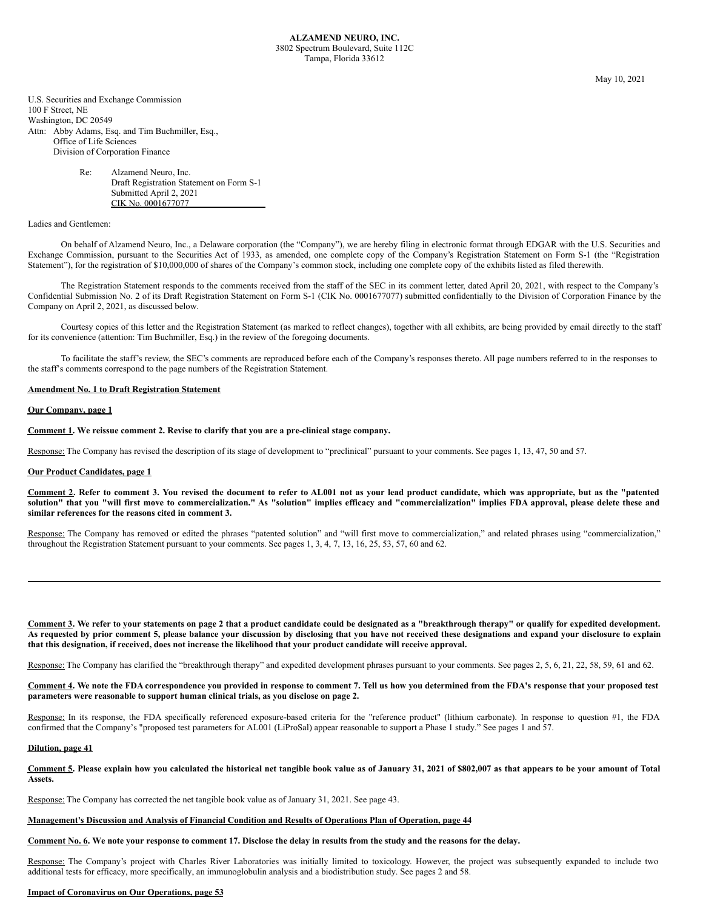**ALZAMEND NEURO, INC.**
3802 Spectrum Boulevard, Suite 112C
Tampa, Florida 33612

May 10, 2021

U.S. Securities and Exchange Commission
100 F Street, NE
Washington, DC 20549
Attn: Abby Adams, Esq. and Tim Buchmiller, Esq.,
Office of Life Sciences
Division of Corporation Finance

Re: Alzamend Neuro, Inc.
Draft Registration Statement on Form S-1
Submitted April 2, 2021
CIK No. 0001677077

Ladies and Gentlemen:

On behalf of Alzamend Neuro, Inc., a Delaware corporation (the "Company"), we are hereby filing in electronic format through EDGAR with the U.S. Securities and Exchange Commission, pursuant to the Securities Act of 1933, as amended, one complete copy of the Company's Registration Statement on Form S-1 (the "Registration Statement"), for the registration of $10,000,000 of shares of the Company's common stock, including one complete copy of the exhibits listed as filed therewith.

The Registration Statement responds to the comments received from the staff of the SEC in its comment letter, dated April 20, 2021, with respect to the Company's Confidential Submission No. 2 of its Draft Registration Statement on Form S-1 (CIK No. 0001677077) submitted confidentially to the Division of Corporation Finance by the Company on April 2, 2021, as discussed below.

Courtesy copies of this letter and the Registration Statement (as marked to reflect changes), together with all exhibits, are being provided by email directly to the staff for its convenience (attention: Tim Buchmiller, Esq.) in the review of the foregoing documents.

To facilitate the staff's review, the SEC's comments are reproduced before each of the Company's responses thereto. All page numbers referred to in the responses to the staff's comments correspond to the page numbers of the Registration Statement.

**Amendment No. 1 to Draft Registration Statement**

**Our Company, page 1**

**Comment 1. We reissue comment 2. Revise to clarify that you are a pre-clinical stage company.**

Response: The Company has revised the description of its stage of development to "preclinical" pursuant to your comments. See pages 1, 13, 47, 50 and 57.

**Our Product Candidates, page 1**

**Comment 2. Refer to comment 3. You revised the document to refer to AL001 not as your lead product candidate, which was appropriate, but as the "patented solution" that you "will first move to commercialization." As "solution" implies efficacy and "commercialization" implies FDA approval, please delete these and similar references for the reasons cited in comment 3.**

Response: The Company has removed or edited the phrases "patented solution" and "will first move to commercialization," and related phrases using "commercialization," throughout the Registration Statement pursuant to your comments. See pages 1, 3, 4, 7, 13, 16, 25, 53, 57, 60 and 62.

---

**Comment 3. We refer to your statements on page 2 that a product candidate could be designated as a "breakthrough therapy" or qualify for expedited development. As requested by prior comment 5, please balance your discussion by disclosing that you have not received these designations and expand your disclosure to explain that this designation, if received, does not increase the likelihood that your product candidate will receive approval.**

Response: The Company has clarified the "breakthrough therapy" and expedited development phrases pursuant to your comments. See pages 2, 5, 6, 21, 22, 58, 59, 61 and 62.

**Comment 4. We note the FDA correspondence you provided in response to comment 7. Tell us how you determined from the FDA's response that your proposed test parameters were reasonable to support human clinical trials, as you disclose on page 2.**

Response: In its response, the FDA specifically referenced exposure-based criteria for the "reference product" (lithium carbonate). In response to question #1, the FDA confirmed that the Company's "proposed test parameters for AL001 (LiProSal) appear reasonable to support a Phase 1 study." See pages 1 and 57.

**Dilution, page 41**

**Comment 5. Please explain how you calculated the historical net tangible book value as of January 31, 2021 of $802,007 as that appears to be your amount of Total Assets.**

Response: The Company has corrected the net tangible book value as of January 31, 2021. See page 43.

**Management's Discussion and Analysis of Financial Condition and Results of Operations Plan of Operation, page 44**

**Comment No. 6. We note your response to comment 17. Disclose the delay in results from the study and the reasons for the delay.**

Response: The Company's project with Charles River Laboratories was initially limited to toxicology. However, the project was subsequently expanded to include two additional tests for efficacy, more specifically, an immunoglobulin analysis and a biodistribution study. See pages 2 and 58.

**Impact of Coronavirus on Our Operations, page 53**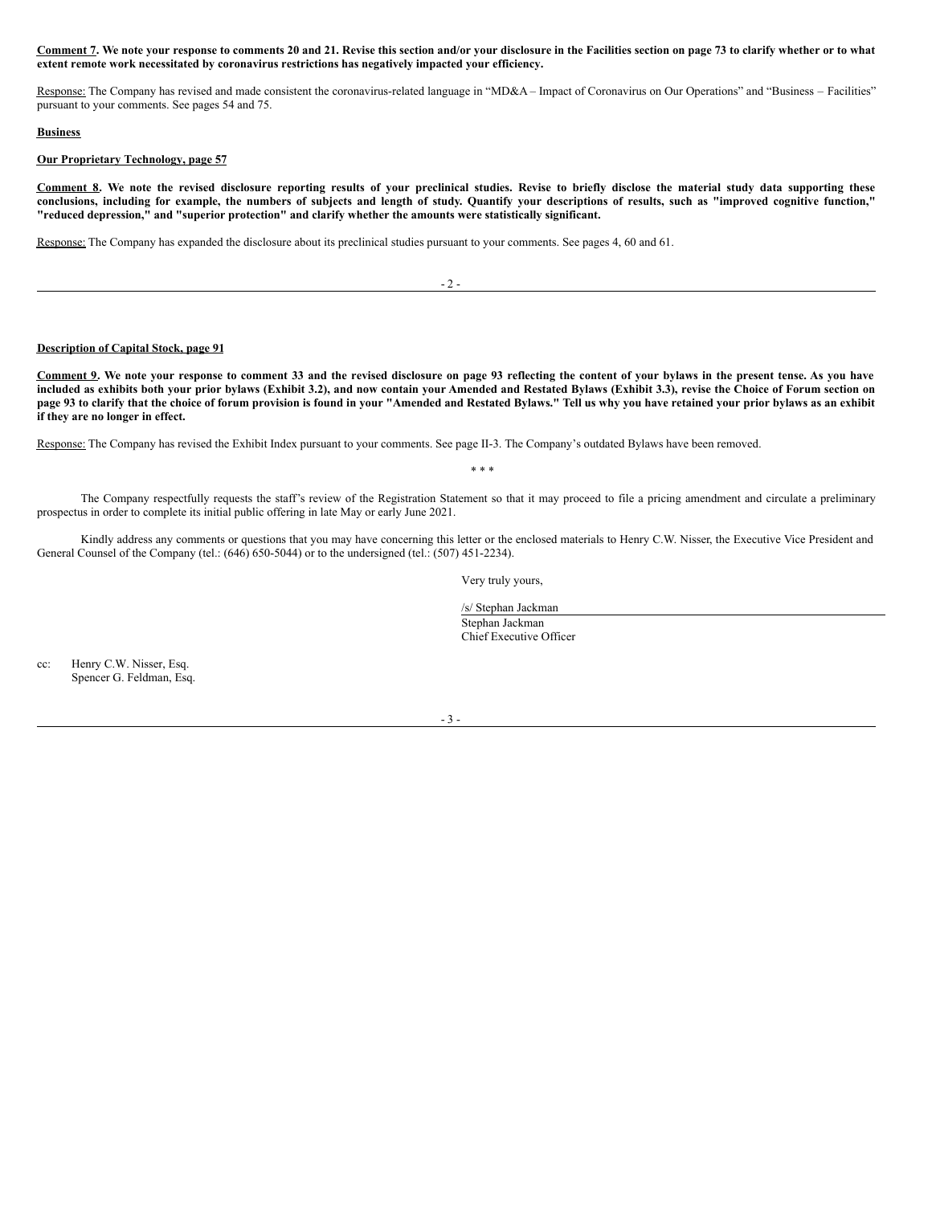**Comment 7. We note your response to comments 20 and 21. Revise this section and/or your disclosure in the Facilities section on page 73 to clarify whether or to what extent remote work necessitated by coronavirus restrictions has negatively impacted your efficiency.**

Response: The Company has revised and made consistent the coronavirus-related language in "MD&A – Impact of Coronavirus on Our Operations" and "Business – Facilities" pursuant to your comments. See pages 54 and 75.

**Business**

**Our Proprietary Technology, page 57**

**Comment 8. We note the revised disclosure reporting results of your preclinical studies. Revise to briefly disclose the material study data supporting these conclusions, including for example, the numbers of subjects and length of study. Quantify your descriptions of results, such as "improved cognitive function," "reduced depression," and "superior protection" and clarify whether the amounts were statistically significant.**

Response: The Company has expanded the disclosure about its preclinical studies pursuant to your comments. See pages 4, 60 and 61.

**Description of Capital Stock, page 91**

**Comment 9. We note your response to comment 33 and the revised disclosure on page 93 reflecting the content of your bylaws in the present tense. As you have included as exhibits both your prior bylaws (Exhibit 3.2), and now contain your Amended and Restated Bylaws (Exhibit 3.3), revise the Choice of Forum section on page 93 to clarify that the choice of forum provision is found in your "Amended and Restated Bylaws." Tell us why you have retained your prior bylaws as an exhibit if they are no longer in effect.**

Response: The Company has revised the Exhibit Index pursuant to your comments. See page II-3. The Company's outdated Bylaws have been removed.

\* \* \*

The Company respectfully requests the staff's review of the Registration Statement so that it may proceed to file a pricing amendment and circulate a preliminary prospectus in order to complete its initial public offering in late May or early June 2021.

Kindly address any comments or questions that you may have concerning this letter or the enclosed materials to Henry C.W. Nisser, the Executive Vice President and General Counsel of the Company (tel.: (646) 650-5044) or to the undersigned (tel.: (507) 451-2234).

Very truly yours,

/s/ Stephan Jackman
Stephan Jackman
Chief Executive Officer

cc: Henry C.W. Nisser, Esq.
Spencer G. Feldman, Esq.